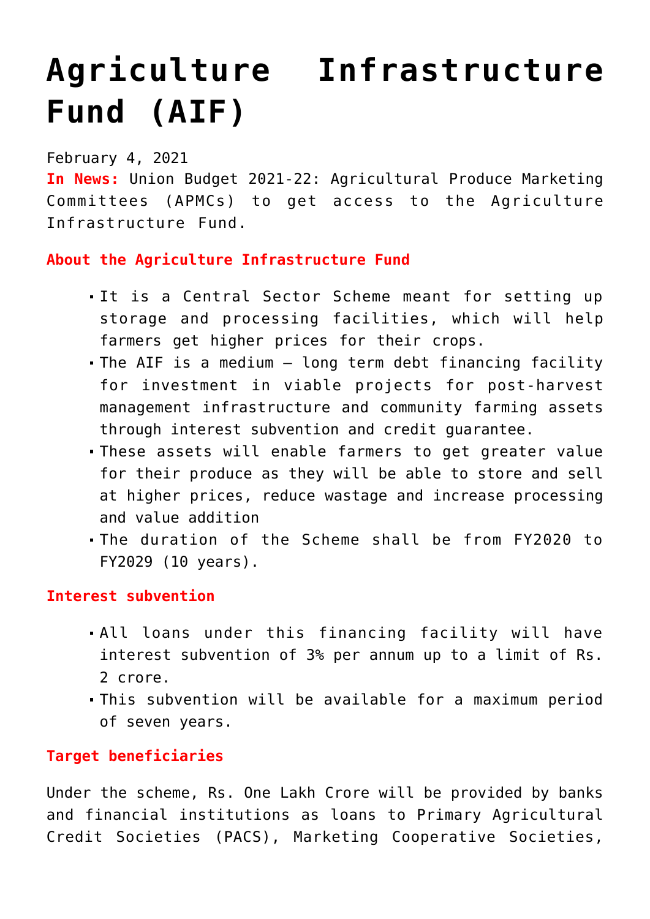# Agriculture Infrastructure Fund (AIF)

February 4, 2021

**In News:** Union Budget 2021-22: Agricultural Produce Marketing Committees (APMCs) to get access to the Agriculture Infrastructure Fund.

**About the Agriculture Infrastructure Fund**

- It is a Central Sector Scheme meant for setting up storage and processing facilities, which will help farmers get higher prices for their crops.
- The AIF is a medium – long term debt financing facility for investment in viable projects for post-harvest management infrastructure and community farming assets through interest subvention and credit guarantee.
- These assets will enable farmers to get greater value for their produce as they will be able to store and sell at higher prices, reduce wastage and increase processing and value addition
- The duration of the Scheme shall be from FY2020 to FY2029 (10 years).

**Interest subvention**

- All loans under this financing facility will have interest subvention of 3% per annum up to a limit of Rs. 2 crore.
- This subvention will be available for a maximum period of seven years.

**Target beneficiaries**

Under the scheme, Rs. One Lakh Crore will be provided by banks and financial institutions as loans to Primary Agricultural Credit Societies (PACS), Marketing Cooperative Societies,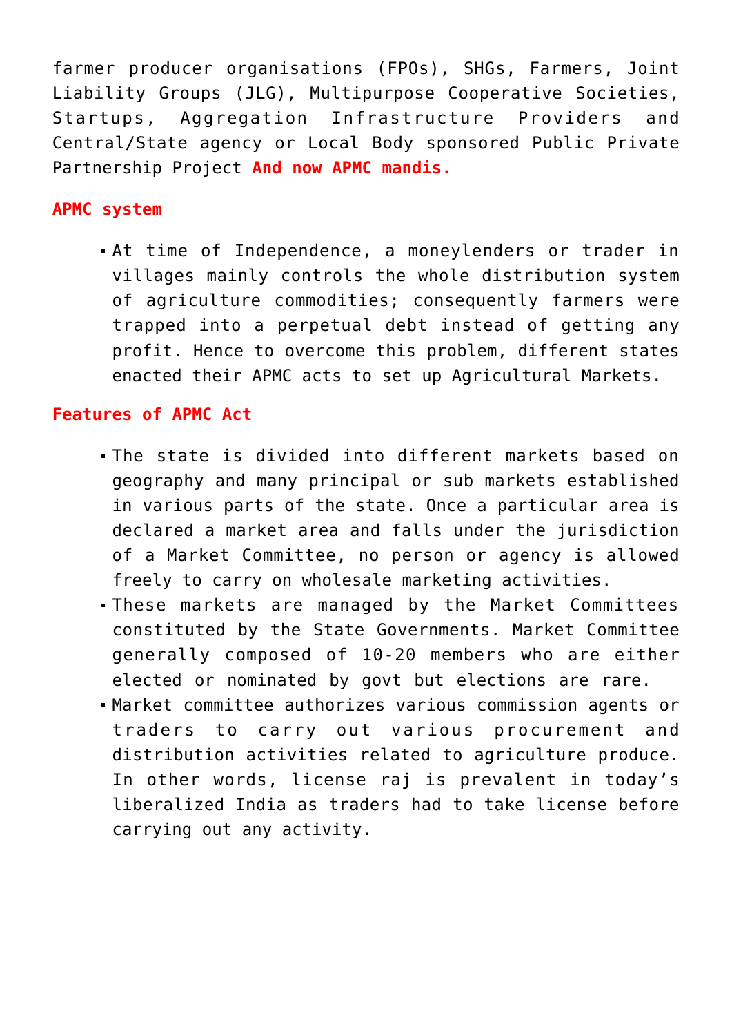farmer producer organisations (FPOs), SHGs, Farmers, Joint Liability Groups (JLG), Multipurpose Cooperative Societies, Startups, Aggregation Infrastructure Providers and Central/State agency or Local Body sponsored Public Private Partnership Project **And now APMC mandis.**

**APMC system**

- At time of Independence, a moneylenders or trader in villages mainly controls the whole distribution system of agriculture commodities; consequently farmers were trapped into a perpetual debt instead of getting any profit. Hence to overcome this problem, different states enacted their APMC acts to set up Agricultural Markets.

**Features of APMC Act**

- The state is divided into different markets based on geography and many principal or sub markets established in various parts of the state. Once a particular area is declared a market area and falls under the jurisdiction of a Market Committee, no person or agency is allowed freely to carry on wholesale marketing activities.
- These markets are managed by the Market Committees constituted by the State Governments. Market Committee generally composed of 10-20 members who are either elected or nominated by govt but elections are rare.
- Market committee authorizes various commission agents or traders to carry out various procurement and distribution activities related to agriculture produce. In other words, license raj is prevalent in today's liberalized India as traders had to take license before carrying out any activity.